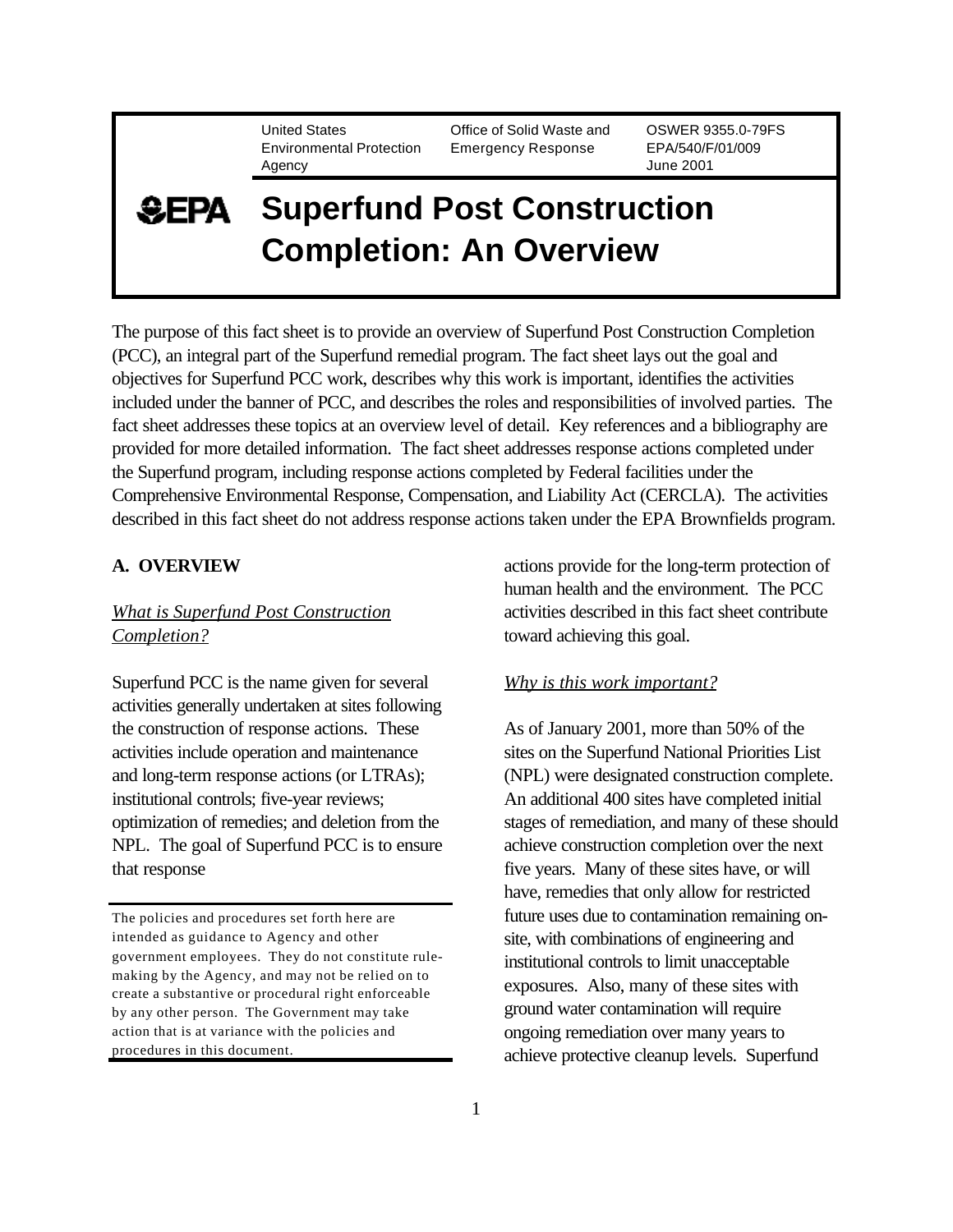United States Environmental Protection Agency | Office of Solid Waste and Emergency Response | OSWER 9355.0-79FS EPA/540/F/01/009 June 2001

# Superfund Post Construction Completion: An Overview

The purpose of this fact sheet is to provide an overview of Superfund Post Construction Completion (PCC), an integral part of the Superfund remedial program. The fact sheet lays out the goal and objectives for Superfund PCC work, describes why this work is important, identifies the activities included under the banner of PCC, and describes the roles and responsibilities of involved parties. The fact sheet addresses these topics at an overview level of detail. Key references and a bibliography are provided for more detailed information. The fact sheet addresses response actions completed under the Superfund program, including response actions completed by Federal facilities under the Comprehensive Environmental Response, Compensation, and Liability Act (CERCLA). The activities described in this fact sheet do not address response actions taken under the EPA Brownfields program.

## A. OVERVIEW

### *What is Superfund Post Construction Completion?*

Superfund PCC is the name given for several activities generally undertaken at sites following the construction of response actions. These activities include operation and maintenance and long-term response actions (or LTRAs); institutional controls; five-year reviews; optimization of remedies; and deletion from the NPL. The goal of Superfund PCC is to ensure that response actions provide for the long-term protection of human health and the environment. The PCC activities described in this fact sheet contribute toward achieving this goal.

### *Why is this work important?*

As of January 2001, more than 50% of the sites on the Superfund National Priorities List (NPL) were designated construction complete. An additional 400 sites have completed initial stages of remediation, and many of these should achieve construction completion over the next five years. Many of these sites have, or will have, remedies that only allow for restricted future uses due to contamination remaining on-site, with combinations of engineering and institutional controls to limit unacceptable exposures. Also, many of these sites with ground water contamination will require ongoing remediation over many years to achieve protective cleanup levels. Superfund

---

The policies and procedures set forth here are intended as guidance to Agency and other government employees. They do not constitute rule-making by the Agency, and may not be relied on to create a substantive or procedural right enforceable by any other person. The Government may take action that is at variance with the policies and procedures in this document.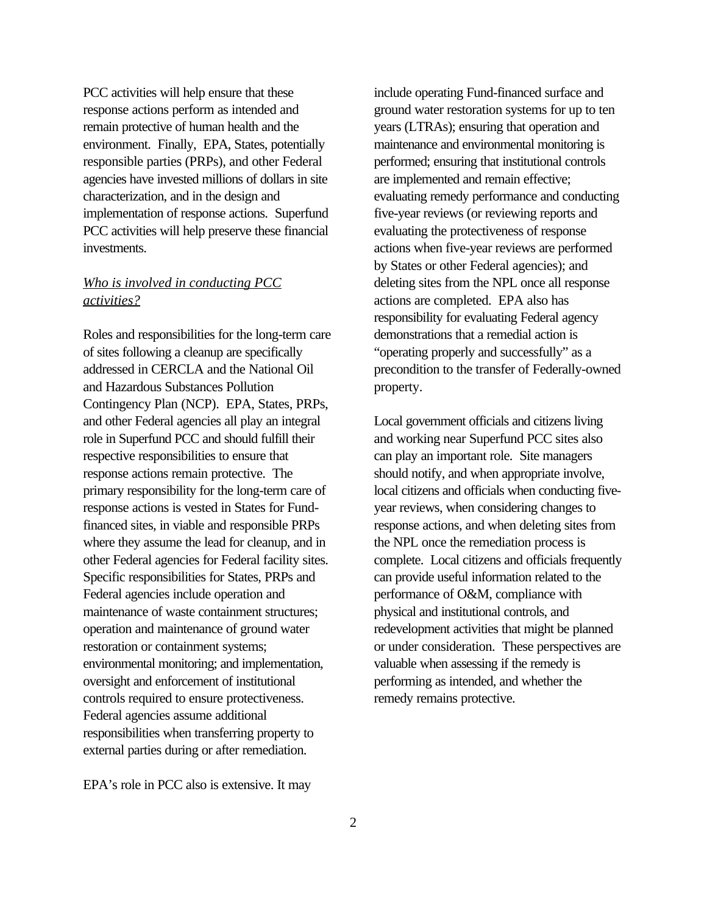PCC activities will help ensure that these response actions perform as intended and remain protective of human health and the environment. Finally, EPA, States, potentially responsible parties (PRPs), and other Federal agencies have invested millions of dollars in site characterization, and in the design and implementation of response actions. Superfund PCC activities will help preserve these financial investments.

*Who is involved in conducting PCC activities?*

Roles and responsibilities for the long-term care of sites following a cleanup are specifically addressed in CERCLA and the National Oil and Hazardous Substances Pollution Contingency Plan (NCP). EPA, States, PRPs, and other Federal agencies all play an integral role in Superfund PCC and should fulfill their respective responsibilities to ensure that response actions remain protective. The primary responsibility for the long-term care of response actions is vested in States for Fund-financed sites, in viable and responsible PRPs where they assume the lead for cleanup, and in other Federal agencies for Federal facility sites. Specific responsibilities for States, PRPs and Federal agencies include operation and maintenance of waste containment structures; operation and maintenance of ground water restoration or containment systems; environmental monitoring; and implementation, oversight and enforcement of institutional controls required to ensure protectiveness. Federal agencies assume additional responsibilities when transferring property to external parties during or after remediation.

EPA's role in PCC also is extensive. It may include operating Fund-financed surface and ground water restoration systems for up to ten years (LTRAs); ensuring that operation and maintenance and environmental monitoring is performed; ensuring that institutional controls are implemented and remain effective; evaluating remedy performance and conducting five-year reviews (or reviewing reports and evaluating the protectiveness of response actions when five-year reviews are performed by States or other Federal agencies); and deleting sites from the NPL once all response actions are completed. EPA also has responsibility for evaluating Federal agency demonstrations that a remedial action is "operating properly and successfully" as a precondition to the transfer of Federally-owned property.

Local government officials and citizens living and working near Superfund PCC sites also can play an important role. Site managers should notify, and when appropriate involve, local citizens and officials when conducting five-year reviews, when considering changes to response actions, and when deleting sites from the NPL once the remediation process is complete. Local citizens and officials frequently can provide useful information related to the performance of O&M, compliance with physical and institutional controls, and redevelopment activities that might be planned or under consideration. These perspectives are valuable when assessing if the remedy is performing as intended, and whether the remedy remains protective.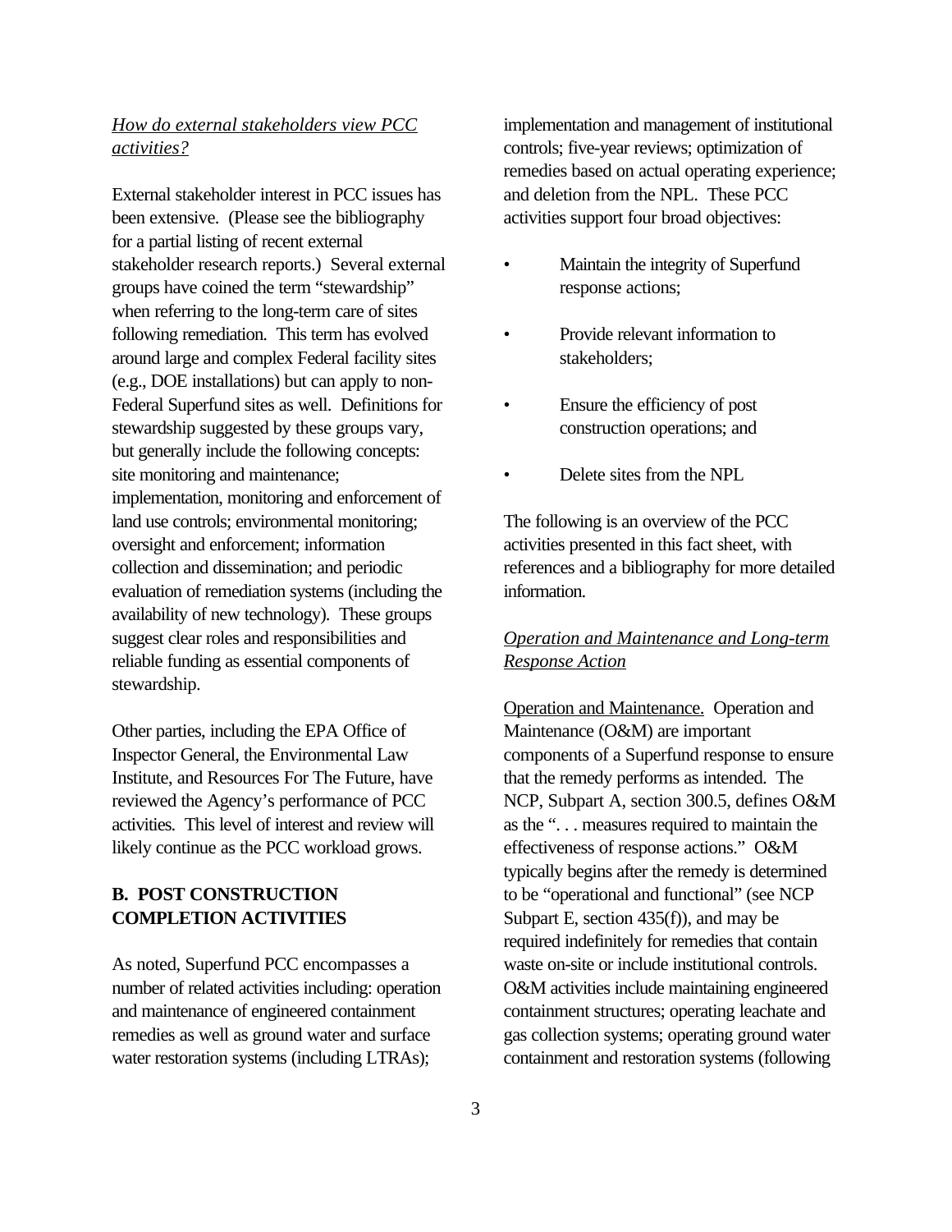*How do external stakeholders view PCC activities?*

External stakeholder interest in PCC issues has been extensive. (Please see the bibliography for a partial listing of recent external stakeholder research reports.) Several external groups have coined the term "stewardship" when referring to the long-term care of sites following remediation. This term has evolved around large and complex Federal facility sites (e.g., DOE installations) but can apply to non-Federal Superfund sites as well. Definitions for stewardship suggested by these groups vary, but generally include the following concepts: site monitoring and maintenance; implementation, monitoring and enforcement of land use controls; environmental monitoring; oversight and enforcement; information collection and dissemination; and periodic evaluation of remediation systems (including the availability of new technology). These groups suggest clear roles and responsibilities and reliable funding as essential components of stewardship.

Other parties, including the EPA Office of Inspector General, the Environmental Law Institute, and Resources For The Future, have reviewed the Agency's performance of PCC activities. This level of interest and review will likely continue as the PCC workload grows.

## B. POST CONSTRUCTION COMPLETION ACTIVITIES

As noted, Superfund PCC encompasses a number of related activities including: operation and maintenance of engineered containment remedies as well as ground water and surface water restoration systems (including LTRAs); implementation and management of institutional controls; five-year reviews; optimization of remedies based on actual operating experience; and deletion from the NPL. These PCC activities support four broad objectives:

- Maintain the integrity of Superfund response actions;
- Provide relevant information to stakeholders;
- Ensure the efficiency of post construction operations; and
- Delete sites from the NPL

The following is an overview of the PCC activities presented in this fact sheet, with references and a bibliography for more detailed information.

*Operation and Maintenance and Long-term Response Action*

Operation and Maintenance. Operation and Maintenance (O&M) are important components of a Superfund response to ensure that the remedy performs as intended. The NCP, Subpart A, section 300.5, defines O&M as the ". . . measures required to maintain the effectiveness of response actions." O&M typically begins after the remedy is determined to be "operational and functional" (see NCP Subpart E, section 435(f)), and may be required indefinitely for remedies that contain waste on-site or include institutional controls. O&M activities include maintaining engineered containment structures; operating leachate and gas collection systems; operating ground water containment and restoration systems (following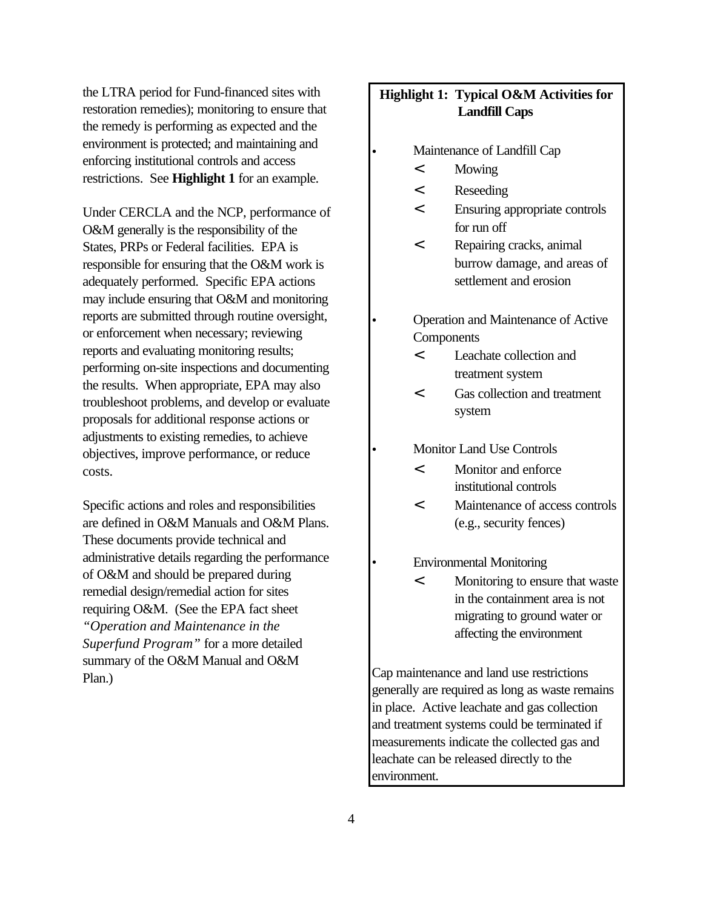the LTRA period for Fund-financed sites with restoration remedies); monitoring to ensure that the remedy is performing as expected and the environment is protected; and maintaining and enforcing institutional controls and access restrictions. See **Highlight 1** for an example.

Under CERCLA and the NCP, performance of O&M generally is the responsibility of the States, PRPs or Federal facilities. EPA is responsible for ensuring that the O&M work is adequately performed. Specific EPA actions may include ensuring that O&M and monitoring reports are submitted through routine oversight, or enforcement when necessary; reviewing reports and evaluating monitoring results; performing on-site inspections and documenting the results. When appropriate, EPA may also troubleshoot problems, and develop or evaluate proposals for additional response actions or adjustments to existing remedies, to achieve objectives, improve performance, or reduce costs.

Specific actions and roles and responsibilities are defined in O&M Manuals and O&M Plans. These documents provide technical and administrative details regarding the performance of O&M and should be prepared during remedial design/remedial action for sites requiring O&M. (See the EPA fact sheet *"Operation and Maintenance in the Superfund Program"* for a more detailed summary of the O&M Manual and O&M Plan.)

**Highlight 1: Typical O&M Activities for Landfill Caps**

- Maintenance of Landfill Cap
  - Mowing
  - Reseeding
  - Ensuring appropriate controls for run off
  - Repairing cracks, animal burrow damage, and areas of settlement and erosion
- Operation and Maintenance of Active Components
  - Leachate collection and treatment system
  - Gas collection and treatment system
- Monitor Land Use Controls
  - Monitor and enforce institutional controls
  - Maintenance of access controls (e.g., security fences)
- Environmental Monitoring
  - Monitoring to ensure that waste in the containment area is not migrating to ground water or affecting the environment

Cap maintenance and land use restrictions generally are required as long as waste remains in place. Active leachate and gas collection and treatment systems could be terminated if measurements indicate the collected gas and leachate can be released directly to the environment.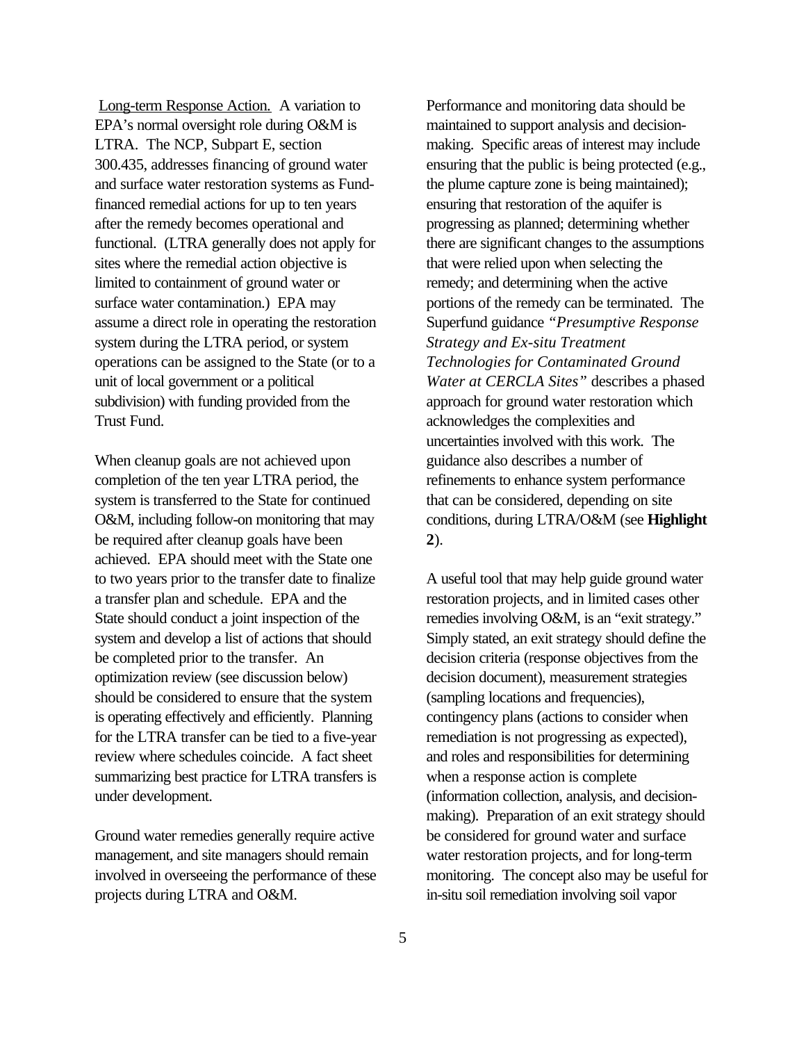Long-term Response Action. A variation to EPA's normal oversight role during O&M is LTRA. The NCP, Subpart E, section 300.435, addresses financing of ground water and surface water restoration systems as Fund-financed remedial actions for up to ten years after the remedy becomes operational and functional. (LTRA generally does not apply for sites where the remedial action objective is limited to containment of ground water or surface water contamination.) EPA may assume a direct role in operating the restoration system during the LTRA period, or system operations can be assigned to the State (or to a unit of local government or a political subdivision) with funding provided from the Trust Fund.

When cleanup goals are not achieved upon completion of the ten year LTRA period, the system is transferred to the State for continued O&M, including follow-on monitoring that may be required after cleanup goals have been achieved. EPA should meet with the State one to two years prior to the transfer date to finalize a transfer plan and schedule. EPA and the State should conduct a joint inspection of the system and develop a list of actions that should be completed prior to the transfer. An optimization review (see discussion below) should be considered to ensure that the system is operating effectively and efficiently. Planning for the LTRA transfer can be tied to a five-year review where schedules coincide. A fact sheet summarizing best practice for LTRA transfers is under development.

Ground water remedies generally require active management, and site managers should remain involved in overseeing the performance of these projects during LTRA and O&M. Performance and monitoring data should be maintained to support analysis and decision-making. Specific areas of interest may include ensuring that the public is being protected (e.g., the plume capture zone is being maintained); ensuring that restoration of the aquifer is progressing as planned; determining whether there are significant changes to the assumptions that were relied upon when selecting the remedy; and determining when the active portions of the remedy can be terminated. The Superfund guidance *"Presumptive Response Strategy and Ex-situ Treatment Technologies for Contaminated Ground Water at CERCLA Sites"* describes a phased approach for ground water restoration which acknowledges the complexities and uncertainties involved with this work. The guidance also describes a number of refinements to enhance system performance that can be considered, depending on site conditions, during LTRA/O&M (see **Highlight 2**).

A useful tool that may help guide ground water restoration projects, and in limited cases other remedies involving O&M, is an "exit strategy." Simply stated, an exit strategy should define the decision criteria (response objectives from the decision document), measurement strategies (sampling locations and frequencies), contingency plans (actions to consider when remediation is not progressing as expected), and roles and responsibilities for determining when a response action is complete (information collection, analysis, and decision-making). Preparation of an exit strategy should be considered for ground water and surface water restoration projects, and for long-term monitoring. The concept also may be useful for in-situ soil remediation involving soil vapor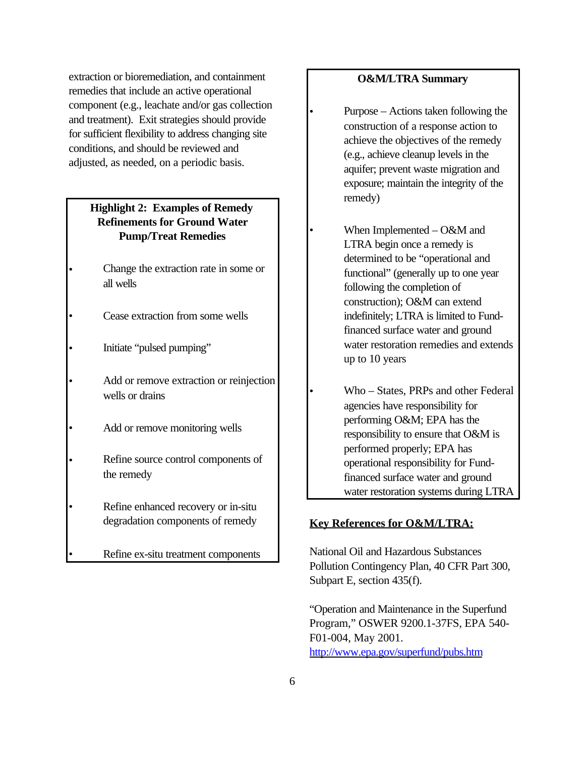extraction or bioremediation, and containment remedies that include an active operational component (e.g., leachate and/or gas collection and treatment). Exit strategies should provide for sufficient flexibility to address changing site conditions, and should be reviewed and adjusted, as needed, on a periodic basis.

**Highlight 2: Examples of Remedy Refinements for Ground Water Pump/Treat Remedies**

- Change the extraction rate in some or all wells
- Cease extraction from some wells
- Initiate "pulsed pumping"
- Add or remove extraction or reinjection wells or drains
- Add or remove monitoring wells
- Refine source control components of the remedy
- Refine enhanced recovery or in-situ degradation components of remedy
- Refine ex-situ treatment components

**O&M/LTRA Summary**

- Purpose – Actions taken following the construction of a response action to achieve the objectives of the remedy (e.g., achieve cleanup levels in the aquifer; prevent waste migration and exposure; maintain the integrity of the remedy)
- When Implemented – O&M and LTRA begin once a remedy is determined to be "operational and functional" (generally up to one year following the completion of construction); O&M can extend indefinitely; LTRA is limited to Fund-financed surface water and ground water restoration remedies and extends up to 10 years
- Who – States, PRPs and other Federal agencies have responsibility for performing O&M; EPA has the responsibility to ensure that O&M is performed properly; EPA has operational responsibility for Fund-financed surface water and ground water restoration systems during LTRA

**Key References for O&M/LTRA:**

National Oil and Hazardous Substances Pollution Contingency Plan, 40 CFR Part 300, Subpart E, section 435(f).

"Operation and Maintenance in the Superfund Program," OSWER 9200.1-37FS, EPA 540-F01-004, May 2001. http://www.epa.gov/superfund/pubs.htm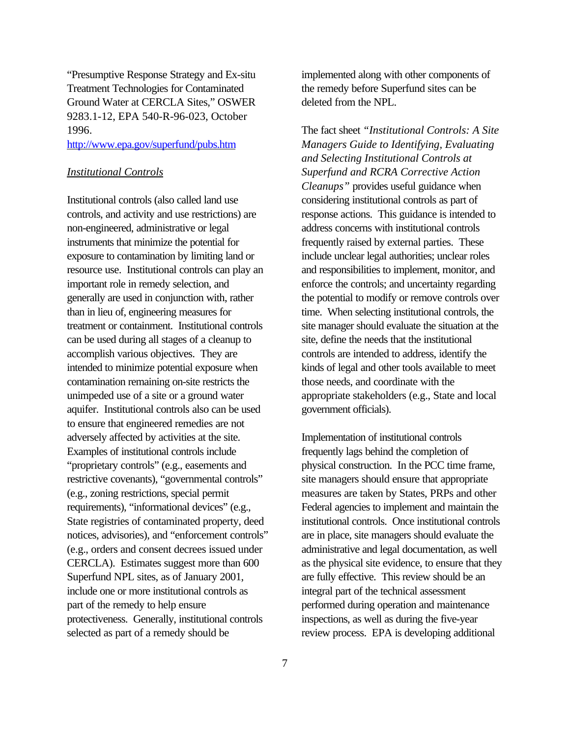"Presumptive Response Strategy and Ex-situ Treatment Technologies for Contaminated Ground Water at CERCLA Sites," OSWER 9283.1-12, EPA 540-R-96-023, October 1996.
http://www.epa.gov/superfund/pubs.htm

*Institutional Controls*

Institutional controls (also called land use controls, and activity and use restrictions) are non-engineered, administrative or legal instruments that minimize the potential for exposure to contamination by limiting land or resource use. Institutional controls can play an important role in remedy selection, and generally are used in conjunction with, rather than in lieu of, engineering measures for treatment or containment. Institutional controls can be used during all stages of a cleanup to accomplish various objectives. They are intended to minimize potential exposure when contamination remaining on-site restricts the unimpeded use of a site or a ground water aquifer. Institutional controls also can be used to ensure that engineered remedies are not adversely affected by activities at the site. Examples of institutional controls include "proprietary controls" (e.g., easements and restrictive covenants), "governmental controls" (e.g., zoning restrictions, special permit requirements), "informational devices" (e.g., State registries of contaminated property, deed notices, advisories), and "enforcement controls" (e.g., orders and consent decrees issued under CERCLA). Estimates suggest more than 600 Superfund NPL sites, as of January 2001, include one or more institutional controls as part of the remedy to help ensure protectiveness. Generally, institutional controls selected as part of a remedy should be implemented along with other components of the remedy before Superfund sites can be deleted from the NPL.

The fact sheet *"Institutional Controls: A Site Managers Guide to Identifying, Evaluating and Selecting Institutional Controls at Superfund and RCRA Corrective Action Cleanups"* provides useful guidance when considering institutional controls as part of response actions. This guidance is intended to address concerns with institutional controls frequently raised by external parties. These include unclear legal authorities; unclear roles and responsibilities to implement, monitor, and enforce the controls; and uncertainty regarding the potential to modify or remove controls over time. When selecting institutional controls, the site manager should evaluate the situation at the site, define the needs that the institutional controls are intended to address, identify the kinds of legal and other tools available to meet those needs, and coordinate with the appropriate stakeholders (e.g., State and local government officials).

Implementation of institutional controls frequently lags behind the completion of physical construction. In the PCC time frame, site managers should ensure that appropriate measures are taken by States, PRPs and other Federal agencies to implement and maintain the institutional controls. Once institutional controls are in place, site managers should evaluate the administrative and legal documentation, as well as the physical site evidence, to ensure that they are fully effective. This review should be an integral part of the technical assessment performed during operation and maintenance inspections, as well as during the five-year review process. EPA is developing additional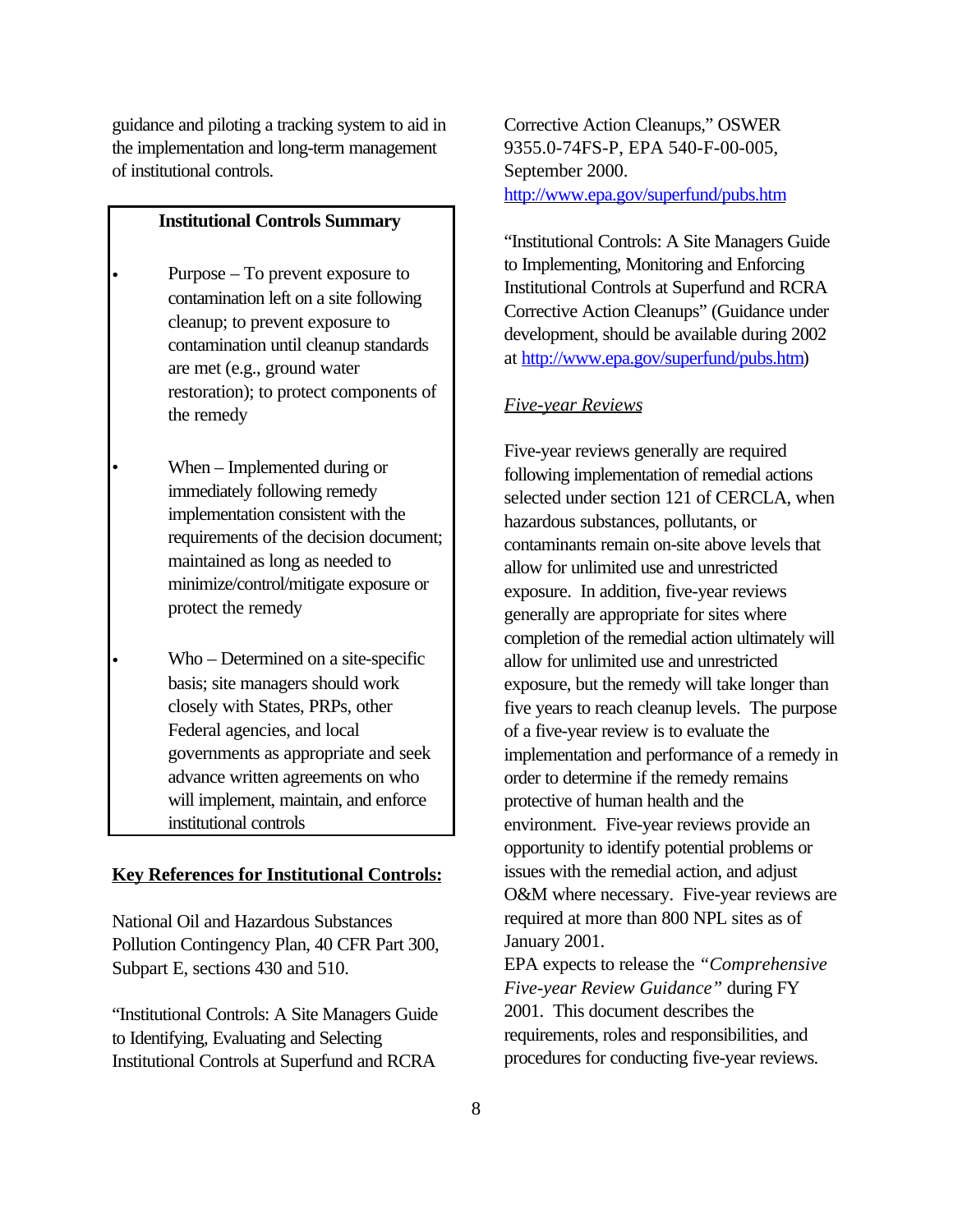guidance and piloting a tracking system to aid in the implementation and long-term management of institutional controls.

**Institutional Controls Summary**

- Purpose – To prevent exposure to contamination left on a site following cleanup; to prevent exposure to contamination until cleanup standards are met (e.g., ground water restoration); to protect components of the remedy
- When – Implemented during or immediately following remedy implementation consistent with the requirements of the decision document; maintained as long as needed to minimize/control/mitigate exposure or protect the remedy
- Who – Determined on a site-specific basis; site managers should work closely with States, PRPs, other Federal agencies, and local governments as appropriate and seek advance written agreements on who will implement, maintain, and enforce institutional controls

**Key References for Institutional Controls:**

National Oil and Hazardous Substances Pollution Contingency Plan, 40 CFR Part 300, Subpart E, sections 430 and 510.

"Institutional Controls: A Site Managers Guide to Identifying, Evaluating and Selecting Institutional Controls at Superfund and RCRA Corrective Action Cleanups," OSWER 9355.0-74FS-P, EPA 540-F-00-005, September 2000. http://www.epa.gov/superfund/pubs.htm

"Institutional Controls: A Site Managers Guide to Implementing, Monitoring and Enforcing Institutional Controls at Superfund and RCRA Corrective Action Cleanups" (Guidance under development, should be available during 2002 at http://www.epa.gov/superfund/pubs.htm)

*Five-year Reviews*

Five-year reviews generally are required following implementation of remedial actions selected under section 121 of CERCLA, when hazardous substances, pollutants, or contaminants remain on-site above levels that allow for unlimited use and unrestricted exposure. In addition, five-year reviews generally are appropriate for sites where completion of the remedial action ultimately will allow for unlimited use and unrestricted exposure, but the remedy will take longer than five years to reach cleanup levels. The purpose of a five-year review is to evaluate the implementation and performance of a remedy in order to determine if the remedy remains protective of human health and the environment. Five-year reviews provide an opportunity to identify potential problems or issues with the remedial action, and adjust O&M where necessary. Five-year reviews are required at more than 800 NPL sites as of January 2001.

EPA expects to release the *"Comprehensive Five-year Review Guidance"* during FY 2001. This document describes the requirements, roles and responsibilities, and procedures for conducting five-year reviews.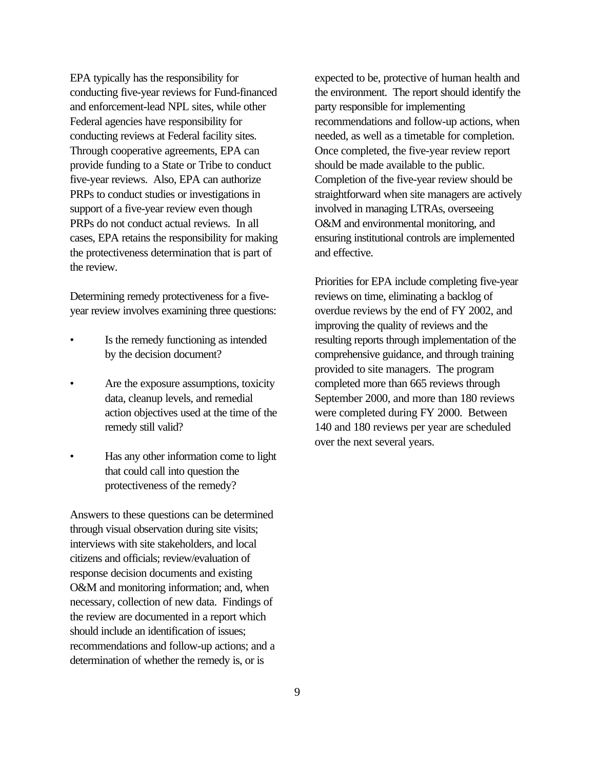EPA typically has the responsibility for conducting five-year reviews for Fund-financed and enforcement-lead NPL sites, while other Federal agencies have responsibility for conducting reviews at Federal facility sites. Through cooperative agreements, EPA can provide funding to a State or Tribe to conduct five-year reviews. Also, EPA can authorize PRPs to conduct studies or investigations in support of a five-year review even though PRPs do not conduct actual reviews. In all cases, EPA retains the responsibility for making the protectiveness determination that is part of the review.

Determining remedy protectiveness for a five-year review involves examining three questions:

- Is the remedy functioning as intended by the decision document?
- Are the exposure assumptions, toxicity data, cleanup levels, and remedial action objectives used at the time of the remedy still valid?
- Has any other information come to light that could call into question the protectiveness of the remedy?

Answers to these questions can be determined through visual observation during site visits; interviews with site stakeholders, and local citizens and officials; review/evaluation of response decision documents and existing O&M and monitoring information; and, when necessary, collection of new data. Findings of the review are documented in a report which should include an identification of issues; recommendations and follow-up actions; and a determination of whether the remedy is, or is expected to be, protective of human health and the environment. The report should identify the party responsible for implementing recommendations and follow-up actions, when needed, as well as a timetable for completion. Once completed, the five-year review report should be made available to the public. Completion of the five-year review should be straightforward when site managers are actively involved in managing LTRAs, overseeing O&M and environmental monitoring, and ensuring institutional controls are implemented and effective.

Priorities for EPA include completing five-year reviews on time, eliminating a backlog of overdue reviews by the end of FY 2002, and improving the quality of reviews and the resulting reports through implementation of the comprehensive guidance, and through training provided to site managers. The program completed more than 665 reviews through September 2000, and more than 180 reviews were completed during FY 2000. Between 140 and 180 reviews per year are scheduled over the next several years.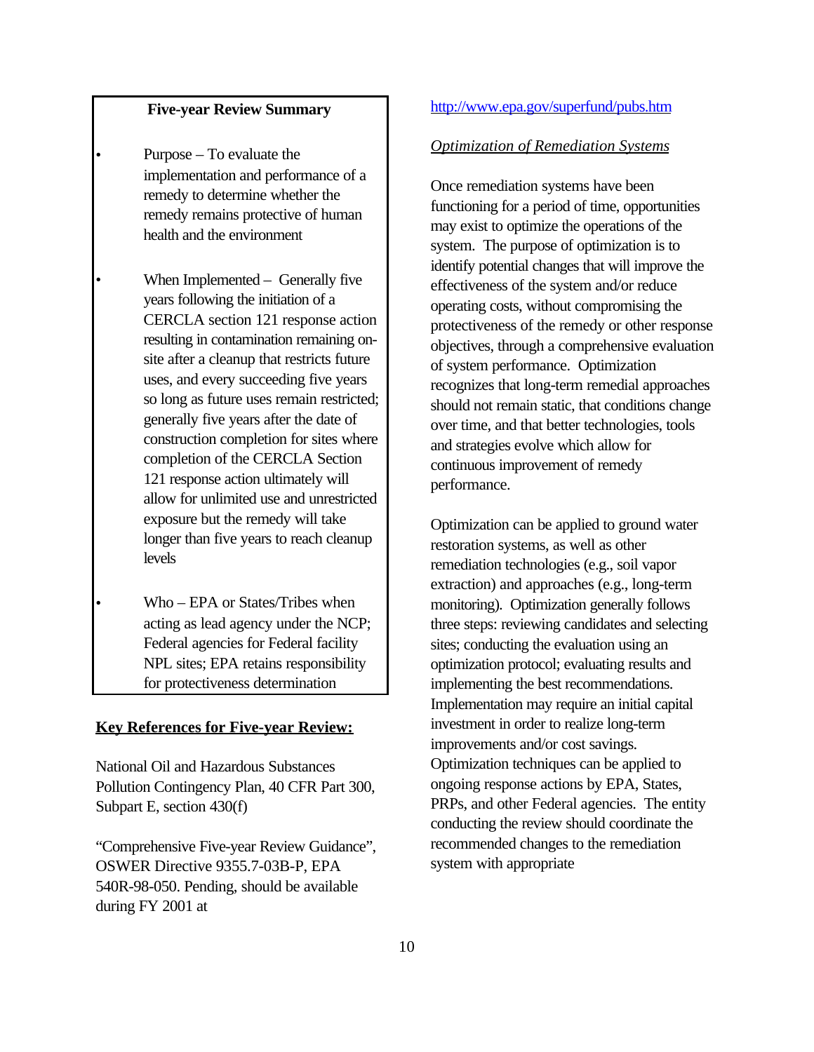**Five-year Review Summary**

- Purpose – To evaluate the implementation and performance of a remedy to determine whether the remedy remains protective of human health and the environment

- When Implemented – Generally five years following the initiation of a CERCLA section 121 response action resulting in contamination remaining on-site after a cleanup that restricts future uses, and every succeeding five years so long as future uses remain restricted; generally five years after the date of construction completion for sites where completion of the CERCLA Section 121 response action ultimately will allow for unlimited use and unrestricted exposure but the remedy will take longer than five years to reach cleanup levels

- Who – EPA or States/Tribes when acting as lead agency under the NCP; Federal agencies for Federal facility NPL sites; EPA retains responsibility for protectiveness determination

**Key References for Five-year Review:**

National Oil and Hazardous Substances Pollution Contingency Plan, 40 CFR Part 300, Subpart E, section 430(f)

"Comprehensive Five-year Review Guidance", OSWER Directive 9355.7-03B-P, EPA 540R-98-050. Pending, should be available during FY 2001 at http://www.epa.gov/superfund/pubs.htm

*Optimization of Remediation Systems*

Once remediation systems have been functioning for a period of time, opportunities may exist to optimize the operations of the system. The purpose of optimization is to identify potential changes that will improve the effectiveness of the system and/or reduce operating costs, without compromising the protectiveness of the remedy or other response objectives, through a comprehensive evaluation of system performance. Optimization recognizes that long-term remedial approaches should not remain static, that conditions change over time, and that better technologies, tools and strategies evolve which allow for continuous improvement of remedy performance.

Optimization can be applied to ground water restoration systems, as well as other remediation technologies (e.g., soil vapor extraction) and approaches (e.g., long-term monitoring). Optimization generally follows three steps: reviewing candidates and selecting sites; conducting the evaluation using an optimization protocol; evaluating results and implementing the best recommendations. Implementation may require an initial capital investment in order to realize long-term improvements and/or cost savings. Optimization techniques can be applied to ongoing response actions by EPA, States, PRPs, and other Federal agencies. The entity conducting the review should coordinate the recommended changes to the remediation system with appropriate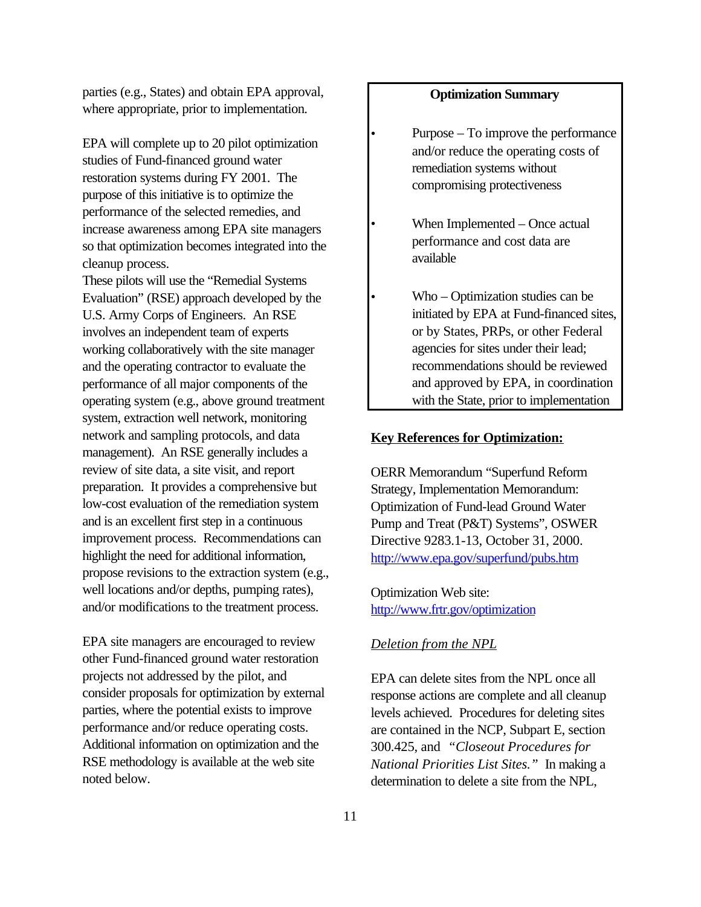parties (e.g., States) and obtain EPA approval, where appropriate, prior to implementation.

EPA will complete up to 20 pilot optimization studies of Fund-financed ground water restoration systems during FY 2001. The purpose of this initiative is to optimize the performance of the selected remedies, and increase awareness among EPA site managers so that optimization becomes integrated into the cleanup process.

These pilots will use the "Remedial Systems Evaluation" (RSE) approach developed by the U.S. Army Corps of Engineers. An RSE involves an independent team of experts working collaboratively with the site manager and the operating contractor to evaluate the performance of all major components of the operating system (e.g., above ground treatment system, extraction well network, monitoring network and sampling protocols, and data management). An RSE generally includes a review of site data, a site visit, and report preparation. It provides a comprehensive but low-cost evaluation of the remediation system and is an excellent first step in a continuous improvement process. Recommendations can highlight the need for additional information, propose revisions to the extraction system (e.g., well locations and/or depths, pumping rates), and/or modifications to the treatment process.

EPA site managers are encouraged to review other Fund-financed ground water restoration projects not addressed by the pilot, and consider proposals for optimization by external parties, where the potential exists to improve performance and/or reduce operating costs. Additional information on optimization and the RSE methodology is available at the web site noted below.

**Optimization Summary**

- Purpose – To improve the performance and/or reduce the operating costs of remediation systems without compromising protectiveness
- When Implemented – Once actual performance and cost data are available
- Who – Optimization studies can be initiated by EPA at Fund-financed sites, or by States, PRPs, or other Federal agencies for sites under their lead; recommendations should be reviewed and approved by EPA, in coordination with the State, prior to implementation

**Key References for Optimization:**

OERR Memorandum "Superfund Reform Strategy, Implementation Memorandum: Optimization of Fund-lead Ground Water Pump and Treat (P&T) Systems", OSWER Directive 9283.1-13, October 31, 2000. http://www.epa.gov/superfund/pubs.htm

Optimization Web site: http://www.frtr.gov/optimization

*Deletion from the NPL*

EPA can delete sites from the NPL once all response actions are complete and all cleanup levels achieved. Procedures for deleting sites are contained in the NCP, Subpart E, section 300.425, and *"Closeout Procedures for National Priorities List Sites."* In making a determination to delete a site from the NPL,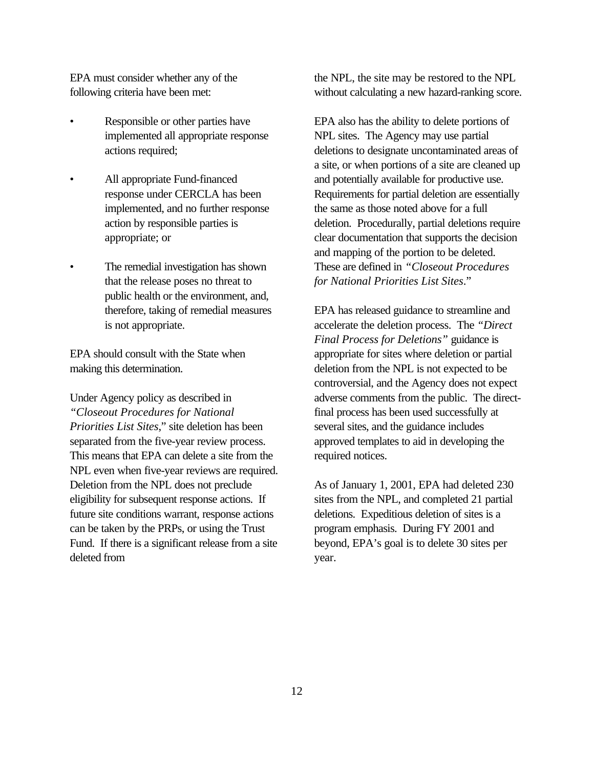EPA must consider whether any of the following criteria have been met:

- Responsible or other parties have implemented all appropriate response actions required;
- All appropriate Fund-financed response under CERCLA has been implemented, and no further response action by responsible parties is appropriate; or
- The remedial investigation has shown that the release poses no threat to public health or the environment, and, therefore, taking of remedial measures is not appropriate.

EPA should consult with the State when making this determination.

Under Agency policy as described in *"Closeout Procedures for National Priorities List Sites*," site deletion has been separated from the five-year review process. This means that EPA can delete a site from the NPL even when five-year reviews are required. Deletion from the NPL does not preclude eligibility for subsequent response actions. If future site conditions warrant, response actions can be taken by the PRPs, or using the Trust Fund. If there is a significant release from a site deleted from the NPL, the site may be restored to the NPL without calculating a new hazard-ranking score.

EPA also has the ability to delete portions of NPL sites. The Agency may use partial deletions to designate uncontaminated areas of a site, or when portions of a site are cleaned up and potentially available for productive use. Requirements for partial deletion are essentially the same as those noted above for a full deletion. Procedurally, partial deletions require clear documentation that supports the decision and mapping of the portion to be deleted. These are defined in *"Closeout Procedures for National Priorities List Sites*."

EPA has released guidance to streamline and accelerate the deletion process. The *"Direct Final Process for Deletions"* guidance is appropriate for sites where deletion or partial deletion from the NPL is not expected to be controversial, and the Agency does not expect adverse comments from the public. The direct-final process has been used successfully at several sites, and the guidance includes approved templates to aid in developing the required notices.

As of January 1, 2001, EPA had deleted 230 sites from the NPL, and completed 21 partial deletions. Expeditious deletion of sites is a program emphasis. During FY 2001 and beyond, EPA's goal is to delete 30 sites per year.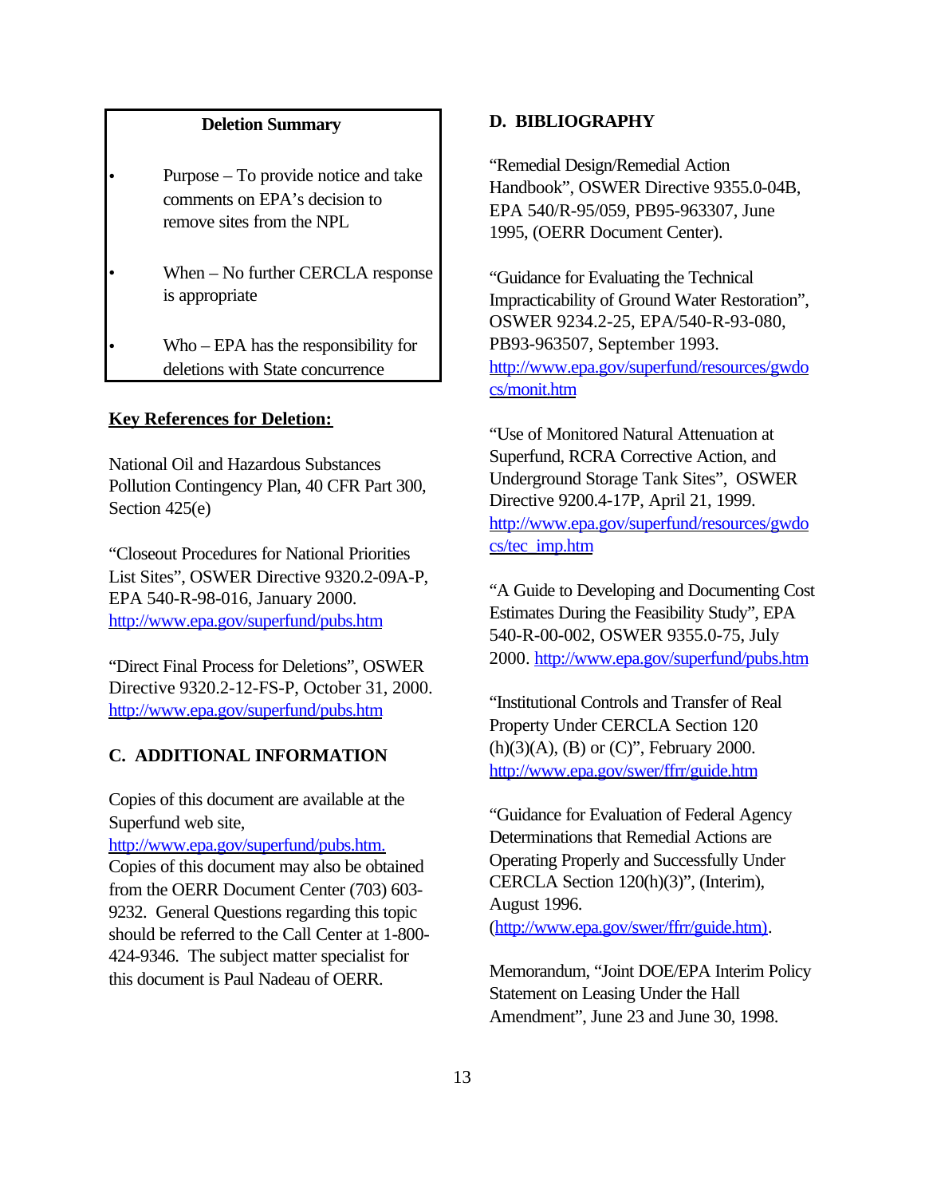**Deletion Summary**

- Purpose – To provide notice and take comments on EPA's decision to remove sites from the NPL
- When – No further CERCLA response is appropriate
- Who – EPA has the responsibility for deletions with State concurrence

**Key References for Deletion:**

National Oil and Hazardous Substances Pollution Contingency Plan, 40 CFR Part 300, Section 425(e)

"Closeout Procedures for National Priorities List Sites", OSWER Directive 9320.2-09A-P, EPA 540-R-98-016, January 2000. http://www.epa.gov/superfund/pubs.htm

"Direct Final Process for Deletions", OSWER Directive 9320.2-12-FS-P, October 31, 2000. http://www.epa.gov/superfund/pubs.htm

## C. ADDITIONAL INFORMATION

Copies of this document are available at the Superfund web site, http://www.epa.gov/superfund/pubs.htm. Copies of this document may also be obtained from the OERR Document Center (703) 603-9232. General Questions regarding this topic should be referred to the Call Center at 1-800-424-9346. The subject matter specialist for this document is Paul Nadeau of OERR.

## D. BIBLIOGRAPHY

"Remedial Design/Remedial Action Handbook", OSWER Directive 9355.0-04B, EPA 540/R-95/059, PB95-963307, June 1995, (OERR Document Center).

"Guidance for Evaluating the Technical Impracticability of Ground Water Restoration", OSWER 9234.2-25, EPA/540-R-93-080, PB93-963507, September 1993. http://www.epa.gov/superfund/resources/gwdocs/monit.htm

"Use of Monitored Natural Attenuation at Superfund, RCRA Corrective Action, and Underground Storage Tank Sites", OSWER Directive 9200.4-17P, April 21, 1999. http://www.epa.gov/superfund/resources/gwdocs/tec_imp.htm

"A Guide to Developing and Documenting Cost Estimates During the Feasibility Study", EPA 540-R-00-002, OSWER 9355.0-75, July 2000. http://www.epa.gov/superfund/pubs.htm

"Institutional Controls and Transfer of Real Property Under CERCLA Section 120 (h)(3)(A), (B) or (C)", February 2000. http://www.epa.gov/swer/ffrr/guide.htm

"Guidance for Evaluation of Federal Agency Determinations that Remedial Actions are Operating Properly and Successfully Under CERCLA Section 120(h)(3)", (Interim), August 1996. (http://www.epa.gov/swer/ffrr/guide.htm).

Memorandum, "Joint DOE/EPA Interim Policy Statement on Leasing Under the Hall Amendment", June 23 and June 30, 1998.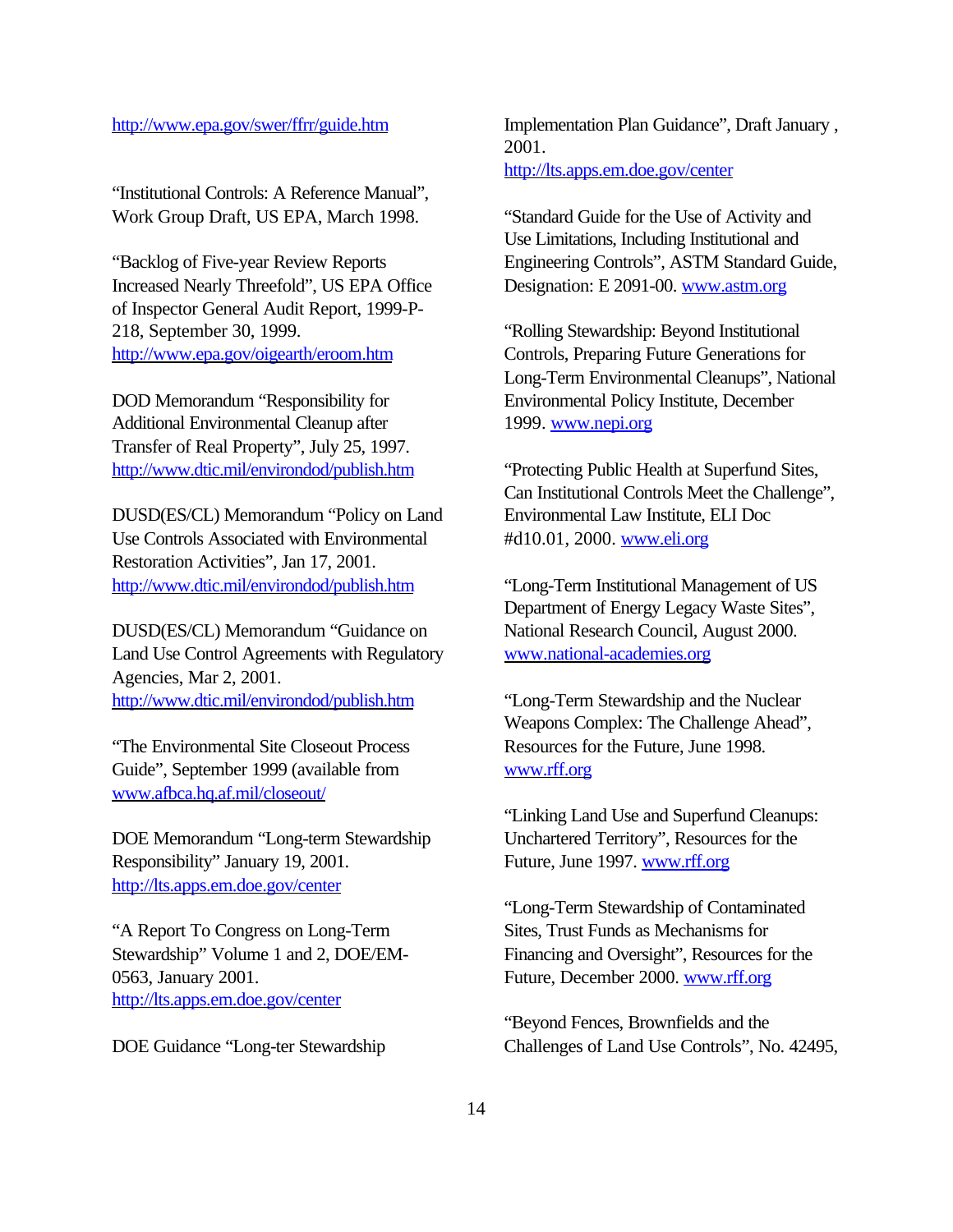http://www.epa.gov/swer/ffrr/guide.htm

"Institutional Controls: A Reference Manual", Work Group Draft, US EPA, March 1998.

"Backlog of Five-year Review Reports Increased Nearly Threefold", US EPA Office of Inspector General Audit Report, 1999-P-218, September 30, 1999. http://www.epa.gov/oigearth/eroom.htm

DOD Memorandum "Responsibility for Additional Environmental Cleanup after Transfer of Real Property", July 25, 1997. http://www.dtic.mil/environdod/publish.htm

DUSD(ES/CL) Memorandum "Policy on Land Use Controls Associated with Environmental Restoration Activities", Jan 17, 2001. http://www.dtic.mil/environdod/publish.htm

DUSD(ES/CL) Memorandum "Guidance on Land Use Control Agreements with Regulatory Agencies, Mar 2, 2001. http://www.dtic.mil/environdod/publish.htm

"The Environmental Site Closeout Process Guide", September 1999 (available from www.afbca.hq.af.mil/closeout/

DOE Memorandum "Long-term Stewardship Responsibility" January 19, 2001. http://lts.apps.em.doe.gov/center

"A Report To Congress on Long-Term Stewardship" Volume 1 and 2, DOE/EM-0563, January 2001. http://lts.apps.em.doe.gov/center

DOE Guidance "Long-ter Stewardship Implementation Plan Guidance", Draft January , 2001. http://lts.apps.em.doe.gov/center

"Standard Guide for the Use of Activity and Use Limitations, Including Institutional and Engineering Controls", ASTM Standard Guide, Designation: E 2091-00. www.astm.org

"Rolling Stewardship: Beyond Institutional Controls, Preparing Future Generations for Long-Term Environmental Cleanups", National Environmental Policy Institute, December 1999. www.nepi.org

"Protecting Public Health at Superfund Sites, Can Institutional Controls Meet the Challenge", Environmental Law Institute, ELI Doc #d10.01, 2000. www.eli.org

"Long-Term Institutional Management of US Department of Energy Legacy Waste Sites", National Research Council, August 2000. www.national-academies.org

"Long-Term Stewardship and the Nuclear Weapons Complex: The Challenge Ahead", Resources for the Future, June 1998. www.rff.org

"Linking Land Use and Superfund Cleanups: Unchartered Territory", Resources for the Future, June 1997. www.rff.org

"Long-Term Stewardship of Contaminated Sites, Trust Funds as Mechanisms for Financing and Oversight", Resources for the Future, December 2000. www.rff.org

"Beyond Fences, Brownfields and the Challenges of Land Use Controls", No. 42495,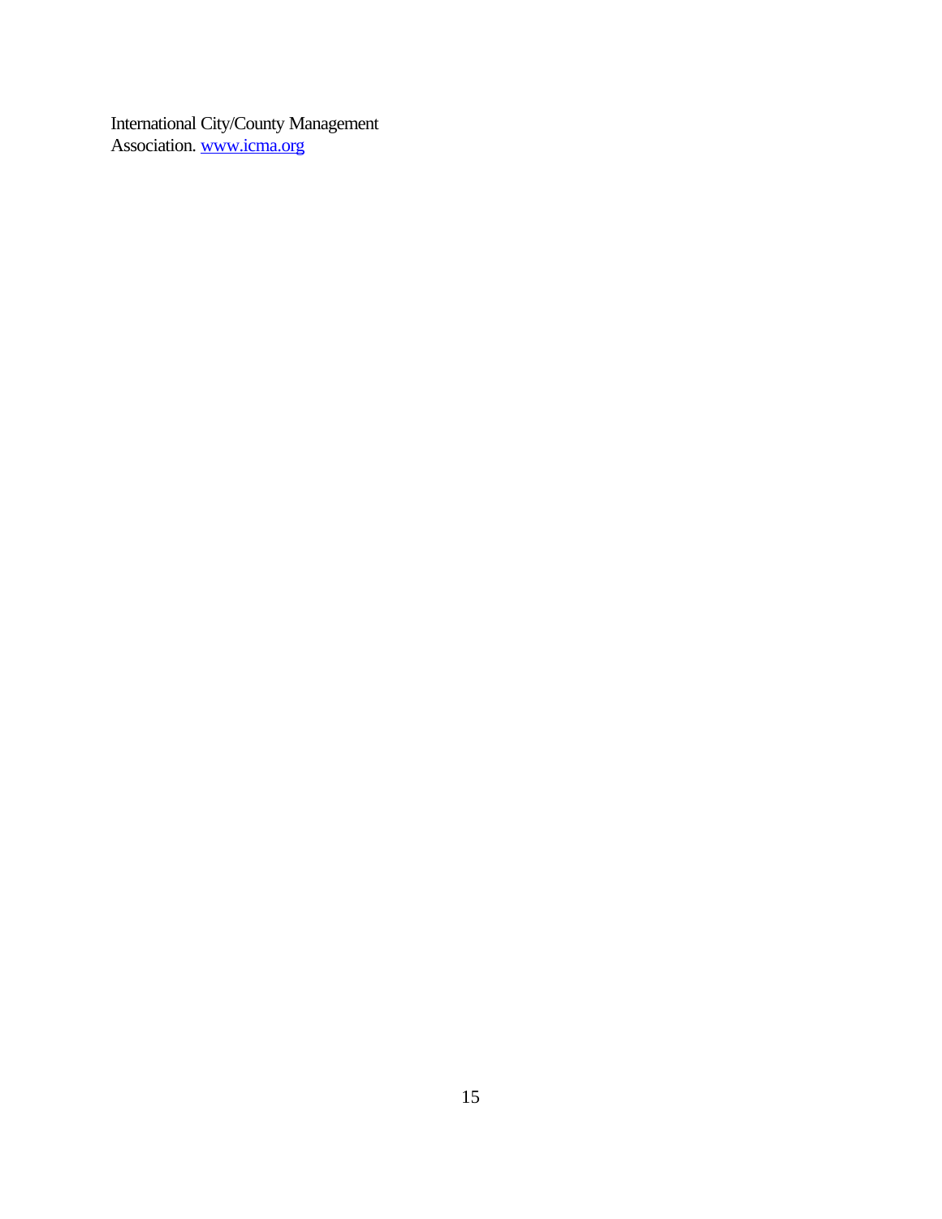International City/County Management Association. www.icma.org